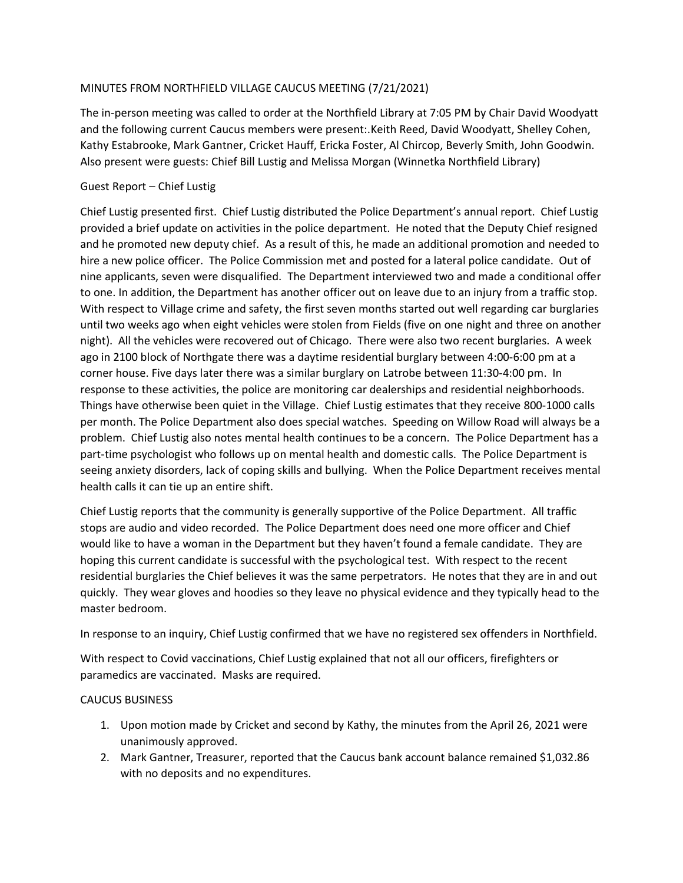MINUTES FROM NORTHFIELD VILLAGE CAUCUS MEETING (7/21/2021)

The in-person meeting was called to order at the Northfield Library at 7:05 PM by Chair David Woodyatt and the following current Caucus members were present:.Keith Reed, David Woodyatt, Shelley Cohen, Kathy Estabrooke, Mark Gantner, Cricket Hauff, Ericka Foster, Al Chircop, Beverly Smith, John Goodwin. Also present were guests: Chief Bill Lustig and Melissa Morgan (Winnetka Northfield Library)

Guest Report – Chief Lustig

Chief Lustig presented first. Chief Lustig distributed the Police Department's annual report. Chief Lustig provided a brief update on activities in the police department. He noted that the Deputy Chief resigned and he promoted new deputy chief. As a result of this, he made an additional promotion and needed to hire a new police officer. The Police Commission met and posted for a lateral police candidate. Out of nine applicants, seven were disqualified. The Department interviewed two and made a conditional offer to one. In addition, the Department has another officer out on leave due to an injury from a traffic stop. With respect to Village crime and safety, the first seven months started out well regarding car burglaries until two weeks ago when eight vehicles were stolen from Fields (five on one night and three on another night). All the vehicles were recovered out of Chicago. There were also two recent burglaries. A week ago in 2100 block of Northgate there was a daytime residential burglary between 4:00-6:00 pm at a corner house. Five days later there was a similar burglary on Latrobe between 11:30-4:00 pm. In response to these activities, the police are monitoring car dealerships and residential neighborhoods. Things have otherwise been quiet in the Village. Chief Lustig estimates that they receive 800-1000 calls per month. The Police Department also does special watches. Speeding on Willow Road will always be a problem. Chief Lustig also notes mental health continues to be a concern. The Police Department has a part-time psychologist who follows up on mental health and domestic calls. The Police Department is seeing anxiety disorders, lack of coping skills and bullying. When the Police Department receives mental health calls it can tie up an entire shift.

Chief Lustig reports that the community is generally supportive of the Police Department. All traffic stops are audio and video recorded. The Police Department does need one more officer and Chief would like to have a woman in the Department but they haven't found a female candidate. They are hoping this current candidate is successful with the psychological test. With respect to the recent residential burglaries the Chief believes it was the same perpetrators. He notes that they are in and out quickly. They wear gloves and hoodies so they leave no physical evidence and they typically head to the master bedroom.

In response to an inquiry, Chief Lustig confirmed that we have no registered sex offenders in Northfield.

With respect to Covid vaccinations, Chief Lustig explained that not all our officers, firefighters or paramedics are vaccinated. Masks are required.

CAUCUS BUSINESS

1. Upon motion made by Cricket and second by Kathy, the minutes from the April 26, 2021 were unanimously approved.
2. Mark Gantner, Treasurer, reported that the Caucus bank account balance remained $1,032.86 with no deposits and no expenditures.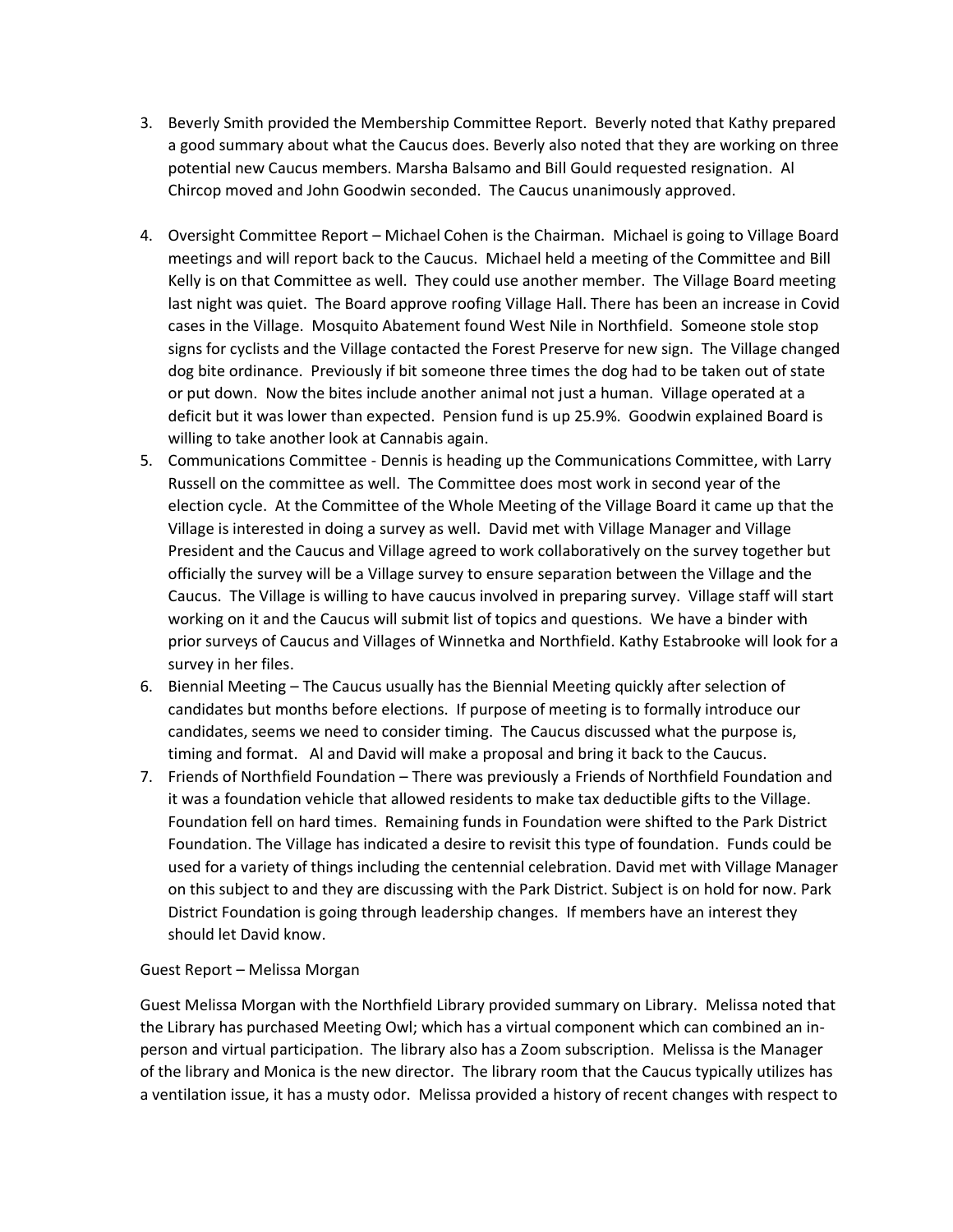3. Beverly Smith provided the Membership Committee Report. Beverly noted that Kathy prepared a good summary about what the Caucus does. Beverly also noted that they are working on three potential new Caucus members. Marsha Balsamo and Bill Gould requested resignation. Al Chircop moved and John Goodwin seconded. The Caucus unanimously approved.

4. Oversight Committee Report – Michael Cohen is the Chairman. Michael is going to Village Board meetings and will report back to the Caucus. Michael held a meeting of the Committee and Bill Kelly is on that Committee as well. They could use another member. The Village Board meeting last night was quiet. The Board approve roofing Village Hall. There has been an increase in Covid cases in the Village. Mosquito Abatement found West Nile in Northfield. Someone stole stop signs for cyclists and the Village contacted the Forest Preserve for new sign. The Village changed dog bite ordinance. Previously if bit someone three times the dog had to be taken out of state or put down. Now the bites include another animal not just a human. Village operated at a deficit but it was lower than expected. Pension fund is up 25.9%. Goodwin explained Board is willing to take another look at Cannabis again.
5. Communications Committee - Dennis is heading up the Communications Committee, with Larry Russell on the committee as well. The Committee does most work in second year of the election cycle. At the Committee of the Whole Meeting of the Village Board it came up that the Village is interested in doing a survey as well. David met with Village Manager and Village President and the Caucus and Village agreed to work collaboratively on the survey together but officially the survey will be a Village survey to ensure separation between the Village and the Caucus. The Village is willing to have caucus involved in preparing survey. Village staff will start working on it and the Caucus will submit list of topics and questions. We have a binder with prior surveys of Caucus and Villages of Winnetka and Northfield. Kathy Estabrooke will look for a survey in her files.
6. Biennial Meeting – The Caucus usually has the Biennial Meeting quickly after selection of candidates but months before elections. If purpose of meeting is to formally introduce our candidates, seems we need to consider timing. The Caucus discussed what the purpose is, timing and format. Al and David will make a proposal and bring it back to the Caucus.
7. Friends of Northfield Foundation – There was previously a Friends of Northfield Foundation and it was a foundation vehicle that allowed residents to make tax deductible gifts to the Village. Foundation fell on hard times. Remaining funds in Foundation were shifted to the Park District Foundation. The Village has indicated a desire to revisit this type of foundation. Funds could be used for a variety of things including the centennial celebration. David met with Village Manager on this subject to and they are discussing with the Park District. Subject is on hold for now. Park District Foundation is going through leadership changes. If members have an interest they should let David know.

Guest Report – Melissa Morgan

Guest Melissa Morgan with the Northfield Library provided summary on Library. Melissa noted that the Library has purchased Meeting Owl; which has a virtual component which can combined an in-person and virtual participation. The library also has a Zoom subscription. Melissa is the Manager of the library and Monica is the new director. The library room that the Caucus typically utilizes has a ventilation issue, it has a musty odor. Melissa provided a history of recent changes with respect to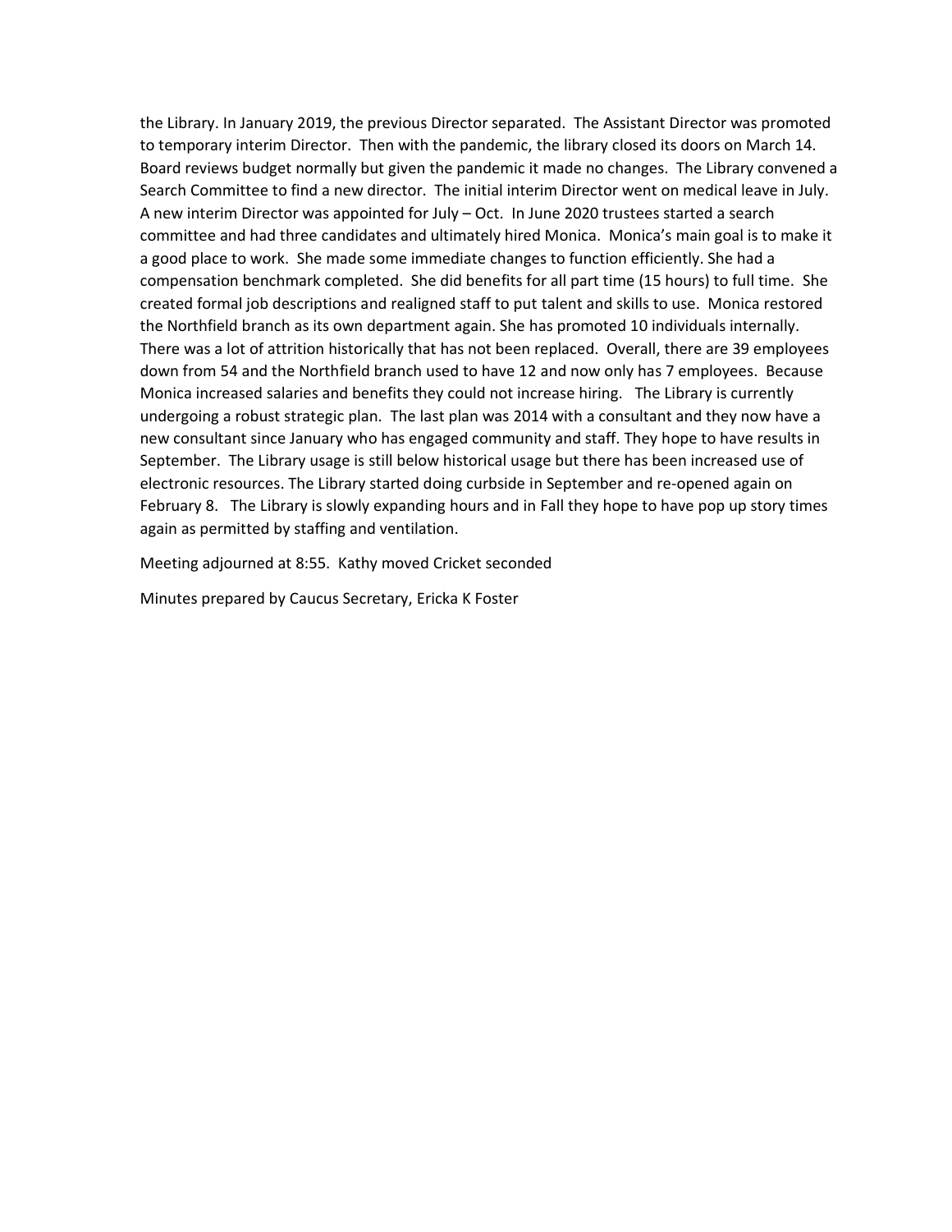the Library. In January 2019, the previous Director separated. The Assistant Director was promoted to temporary interim Director. Then with the pandemic, the library closed its doors on March 14. Board reviews budget normally but given the pandemic it made no changes. The Library convened a Search Committee to find a new director. The initial interim Director went on medical leave in July. A new interim Director was appointed for July – Oct. In June 2020 trustees started a search committee and had three candidates and ultimately hired Monica. Monica's main goal is to make it a good place to work. She made some immediate changes to function efficiently. She had a compensation benchmark completed. She did benefits for all part time (15 hours) to full time. She created formal job descriptions and realigned staff to put talent and skills to use. Monica restored the Northfield branch as its own department again. She has promoted 10 individuals internally. There was a lot of attrition historically that has not been replaced. Overall, there are 39 employees down from 54 and the Northfield branch used to have 12 and now only has 7 employees. Because Monica increased salaries and benefits they could not increase hiring. The Library is currently undergoing a robust strategic plan. The last plan was 2014 with a consultant and they now have a new consultant since January who has engaged community and staff. They hope to have results in September. The Library usage is still below historical usage but there has been increased use of electronic resources. The Library started doing curbside in September and re-opened again on February 8. The Library is slowly expanding hours and in Fall they hope to have pop up story times again as permitted by staffing and ventilation.

Meeting adjourned at 8:55. Kathy moved Cricket seconded

Minutes prepared by Caucus Secretary, Ericka K Foster